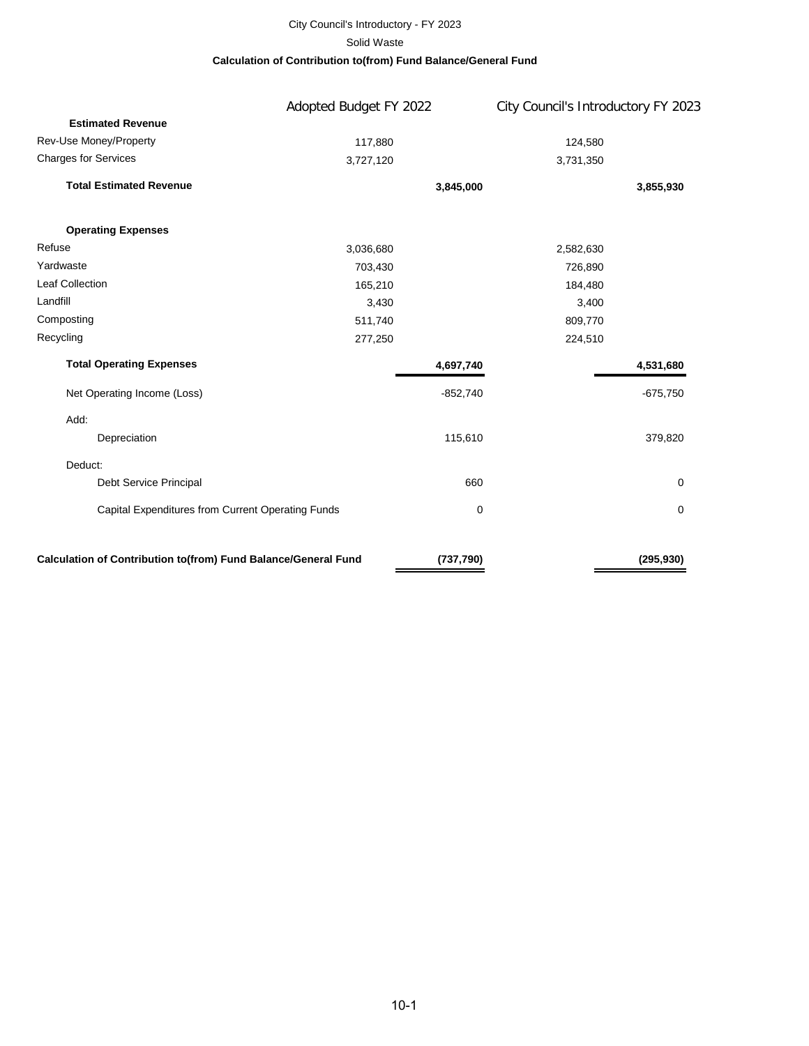City Council's Introductory - FY 2023

Solid Waste

**Calculation of Contribution to(from) Fund Balance/General Fund**

| | Adopted Budget FY 2022 | | City Council's Introductory FY 2023 | |
|---|---|---|---|---|
| **Estimated Revenue** | | | | |
| Rev-Use Money/Property | 117,880 | | 124,580 | |
| Charges for Services | 3,727,120 | | 3,731,350 | |
| **Total Estimated Revenue** | | **3,845,000** | | **3,855,930** |
| **Operating Expenses** | | | | |
| Refuse | 3,036,680 | | 2,582,630 | |
| Yardwaste | 703,430 | | 726,890 | |
| Leaf Collection | 165,210 | | 184,480 | |
| Landfill | 3,430 | | 3,400 | |
| Composting | 511,740 | | 809,770 | |
| Recycling | 277,250 | | 224,510 | |
| **Total Operating Expenses** | | **4,697,740** | | **4,531,680** |
| Net Operating Income (Loss) | | -852,740 | | -675,750 |
| Add: | | | | |
| Depreciation | | 115,610 | | 379,820 |
| Deduct: | | | | |
| Debt Service Principal | | 660 | | 0 |
| Capital Expenditures from Current Operating Funds | | 0 | | 0 |
| **Calculation of Contribution to(from) Fund Balance/General Fund** | | **(737,790)** | | **(295,930)** |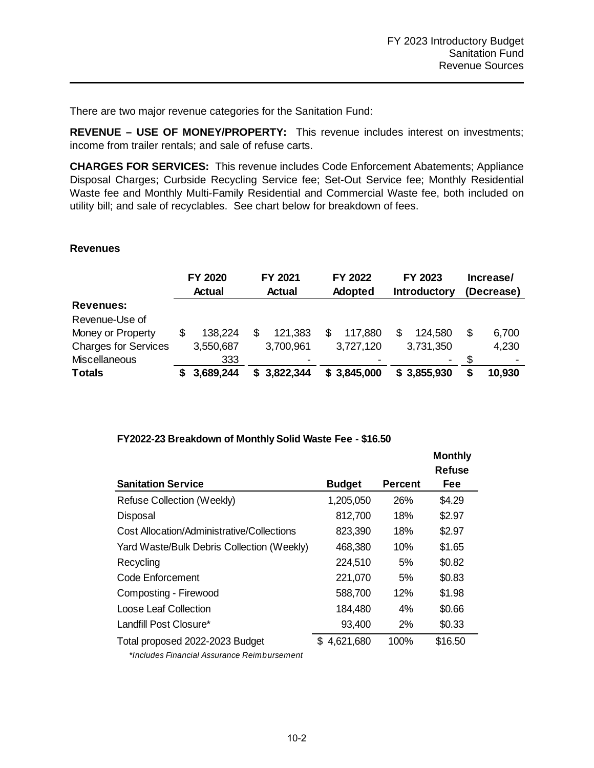There are two major revenue categories for the Sanitation Fund:

**REVENUE – USE OF MONEY/PROPERTY:** This revenue includes interest on investments; income from trailer rentals; and sale of refuse carts.

**CHARGES FOR SERVICES:** This revenue includes Code Enforcement Abatements; Appliance Disposal Charges; Curbside Recycling Service fee; Set-Out Service fee; Monthly Residential Waste fee and Monthly Multi-Family Residential and Commercial Waste fee, both included on utility bill; and sale of recyclables. See chart below for breakdown of fees.

**Revenues**

| | FY 2020 Actual | FY 2021 Actual | FY 2022 Adopted | FY 2023 Introductory | Increase/ (Decrease) |
|---|---|---|---|---|---|
| **Revenues:** | | | | | |
| Revenue-Use of Money or Property | $ 138,224 | $ 121,383 | $ 117,880 | $ 124,580 | $ 6,700 |
| Charges for Services | 3,550,687 | 3,700,961 | 3,727,120 | 3,731,350 | 4,230 |
| Miscellaneous | 333 | - | - | - | $ - |
| **Totals** | **$ 3,689,244** | **$ 3,822,344** | **$ 3,845,000** | **$ 3,855,930** | **$ 10,930** |

**FY2022-23 Breakdown of Monthly Solid Waste Fee - $16.50**

| Sanitation Service | Budget | Percent | Monthly Refuse Fee |
|---|---|---|---|
| Refuse Collection (Weekly) | 1,205,050 | 26% | $4.29 |
| Disposal | 812,700 | 18% | $2.97 |
| Cost Allocation/Administrative/Collections | 823,390 | 18% | $2.97 |
| Yard Waste/Bulk Debris Collection (Weekly) | 468,380 | 10% | $1.65 |
| Recycling | 224,510 | 5% | $0.82 |
| Code Enforcement | 221,070 | 5% | $0.83 |
| Composting - Firewood | 588,700 | 12% | $1.98 |
| Loose Leaf Collection | 184,480 | 4% | $0.66 |
| Landfill Post Closure* | 93,400 | 2% | $0.33 |
| Total proposed 2022-2023 Budget | $ 4,621,680 | 100% | $16.50 |

*\*Includes Financial Assurance Reimbursement*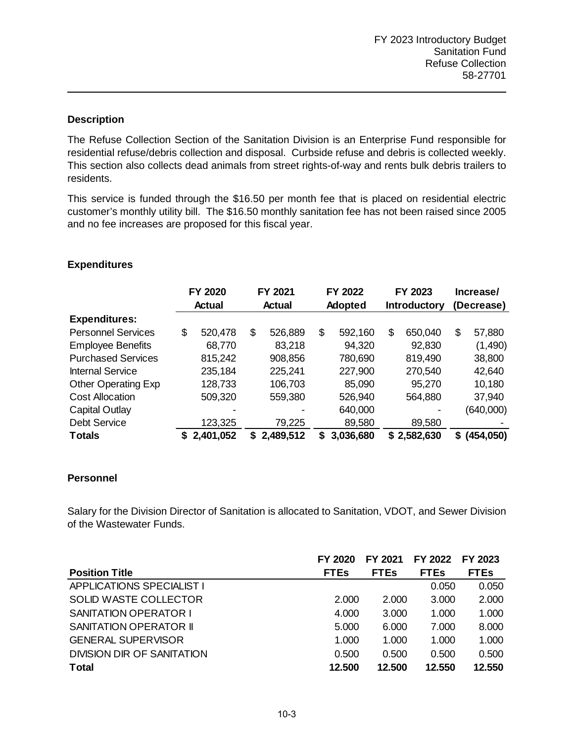FY 2023 Introductory Budget
Sanitation Fund
Refuse Collection
58-27701

### Description

The Refuse Collection Section of the Sanitation Division is an Enterprise Fund responsible for residential refuse/debris collection and disposal. Curbside refuse and debris is collected weekly. This section also collects dead animals from street rights-of-way and rents bulk debris trailers to residents.

This service is funded through the $16.50 per month fee that is placed on residential electric customer's monthly utility bill. The $16.50 monthly sanitation fee has not been raised since 2005 and no fee increases are proposed for this fiscal year.

### Expenditures

| | FY 2020 Actual | FY 2021 Actual | FY 2022 Adopted | FY 2023 Introductory | Increase/ (Decrease) |
|---|---|---|---|---|---|
| **Expenditures:** | | | | | |
| Personnel Services | $ 520,478 | $ 526,889 | $ 592,160 | $ 650,040 | $ 57,880 |
| Employee Benefits | 68,770 | 83,218 | 94,320 | 92,830 | (1,490) |
| Purchased Services | 815,242 | 908,856 | 780,690 | 819,490 | 38,800 |
| Internal Service | 235,184 | 225,241 | 227,900 | 270,540 | 42,640 |
| Other Operating Exp | 128,733 | 106,703 | 85,090 | 95,270 | 10,180 |
| Cost Allocation | 509,320 | 559,380 | 526,940 | 564,880 | 37,940 |
| Capital Outlay | - | - | 640,000 | - | (640,000) |
| Debt Service | 123,325 | 79,225 | 89,580 | 89,580 | - |
| **Totals** | **$ 2,401,052** | **$ 2,489,512** | **$ 3,036,680** | **$ 2,582,630** | **$ (454,050)** |

### Personnel

Salary for the Division Director of Sanitation is allocated to Sanitation, VDOT, and Sewer Division of the Wastewater Funds.

| Position Title | FY 2020 FTEs | FY 2021 FTEs | FY 2022 FTEs | FY 2023 FTEs |
|---|---|---|---|---|
| APPLICATIONS SPECIALIST I | | | 0.050 | 0.050 |
| SOLID WASTE COLLECTOR | 2.000 | 2.000 | 3.000 | 2.000 |
| SANITATION OPERATOR I | 4.000 | 3.000 | 1.000 | 1.000 |
| SANITATION OPERATOR II | 5.000 | 6.000 | 7.000 | 8.000 |
| GENERAL SUPERVISOR | 1.000 | 1.000 | 1.000 | 1.000 |
| DIVISION DIR OF SANITATION | 0.500 | 0.500 | 0.500 | 0.500 |
| **Total** | **12.500** | **12.500** | **12.550** | **12.550** |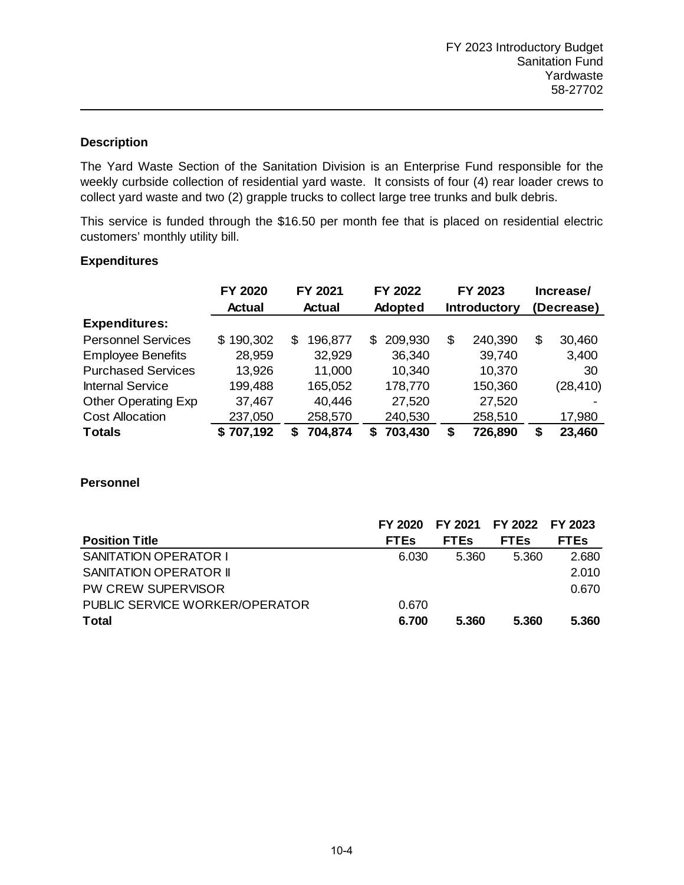FY 2023 Introductory Budget
Sanitation Fund
Yardwaste
58-27702

**Description**

The Yard Waste Section of the Sanitation Division is an Enterprise Fund responsible for the weekly curbside collection of residential yard waste. It consists of four (4) rear loader crews to collect yard waste and two (2) grapple trucks to collect large tree trunks and bulk debris.

This service is funded through the $16.50 per month fee that is placed on residential electric customers' monthly utility bill.

**Expenditures**

| | FY 2020 Actual | FY 2021 Actual | FY 2022 Adopted | FY 2023 Introductory | Increase/ (Decrease) |
|---|---|---|---|---|---|
| **Expenditures:** | | | | | |
| Personnel Services | $ 190,302 | $ 196,877 | $ 209,930 | $ 240,390 | $ 30,460 |
| Employee Benefits | 28,959 | 32,929 | 36,340 | 39,740 | 3,400 |
| Purchased Services | 13,926 | 11,000 | 10,340 | 10,370 | 30 |
| Internal Service | 199,488 | 165,052 | 178,770 | 150,360 | (28,410) |
| Other Operating Exp | 37,467 | 40,446 | 27,520 | 27,520 | - |
| Cost Allocation | 237,050 | 258,570 | 240,530 | 258,510 | 17,980 |
| **Totals** | **$ 707,192** | **$ 704,874** | **$ 703,430** | **$ 726,890** | **$ 23,460** |

**Personnel**

| Position Title | FY 2020 FTEs | FY 2021 FTEs | FY 2022 FTEs | FY 2023 FTEs |
|---|---|---|---|---|
| SANITATION OPERATOR I | 6.030 | 5.360 | 5.360 | 2.680 |
| SANITATION OPERATOR II | | | | 2.010 |
| PW CREW SUPERVISOR | | | | 0.670 |
| PUBLIC SERVICE WORKER/OPERATOR | 0.670 | | | |
| **Total** | **6.700** | **5.360** | **5.360** | **5.360** |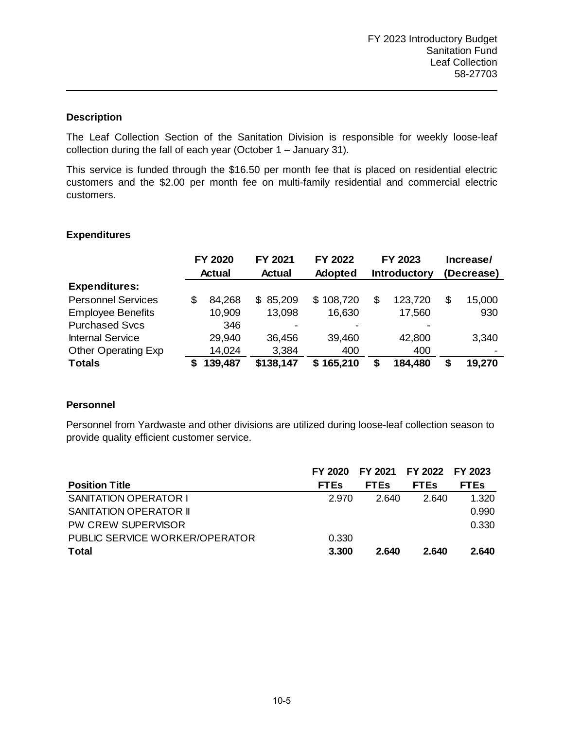FY 2023 Introductory Budget
Sanitation Fund
Leaf Collection
58-27703

---

### Description

The Leaf Collection Section of the Sanitation Division is responsible for weekly loose-leaf collection during the fall of each year (October 1 – January 31).

This service is funded through the $16.50 per month fee that is placed on residential electric customers and the $2.00 per month fee on multi-family residential and commercial electric customers.

### Expenditures

| | FY 2020 Actual | FY 2021 Actual | FY 2022 Adopted | FY 2023 Introductory | Increase/ (Decrease) |
|---|---|---|---|---|---|
| **Expenditures:** | | | | | |
| Personnel Services | $ 84,268 | $ 85,209 | $ 108,720 | $ 123,720 | $ 15,000 |
| Employee Benefits | 10,909 | 13,098 | 16,630 | 17,560 | 930 |
| Purchased Svcs | 346 | - | - | - | |
| Internal Service | 29,940 | 36,456 | 39,460 | 42,800 | 3,340 |
| Other Operating Exp | 14,024 | 3,384 | 400 | 400 | - |
| **Totals** | **$ 139,487** | **$138,147** | **$ 165,210** | **$ 184,480** | **$ 19,270** |

### Personnel

Personnel from Yardwaste and other divisions are utilized during loose-leaf collection season to provide quality efficient customer service.

| Position Title | FY 2020 FTEs | FY 2021 FTEs | FY 2022 FTEs | FY 2023 FTEs |
|---|---|---|---|---|
| SANITATION OPERATOR I | 2.970 | 2.640 | 2.640 | 1.320 |
| SANITATION OPERATOR II | | | | 0.990 |
| PW CREW SUPERVISOR | | | | 0.330 |
| PUBLIC SERVICE WORKER/OPERATOR | 0.330 | | | |
| **Total** | **3.300** | **2.640** | **2.640** | **2.640** |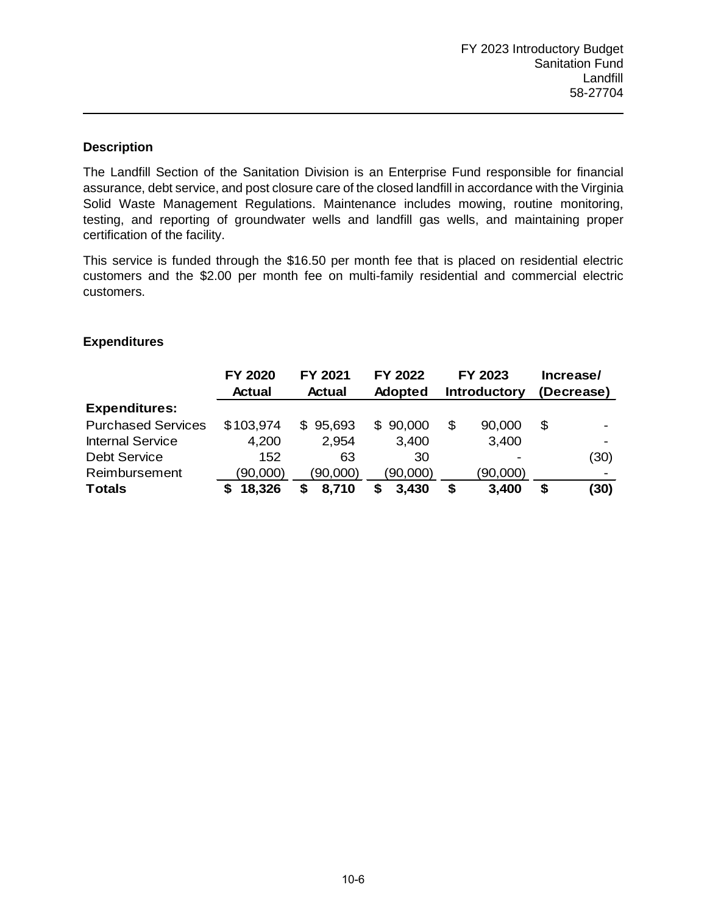FY 2023 Introductory Budget
Sanitation Fund
Landfill
58-27704

### Description

The Landfill Section of the Sanitation Division is an Enterprise Fund responsible for financial assurance, debt service, and post closure care of the closed landfill in accordance with the Virginia Solid Waste Management Regulations. Maintenance includes mowing, routine monitoring, testing, and reporting of groundwater wells and landfill gas wells, and maintaining proper certification of the facility.

This service is funded through the $16.50 per month fee that is placed on residential electric customers and the $2.00 per month fee on multi-family residential and commercial electric customers.

### Expenditures

| | FY 2020 Actual | FY 2021 Actual | FY 2022 Adopted | FY 2023 Introductory | Increase/ (Decrease) |
|---|---|---|---|---|---|
| **Expenditures:** | | | | | |
| Purchased Services | $103,974 | $ 95,693 | $ 90,000 | $ 90,000 | $ - |
| Internal Service | 4,200 | 2,954 | 3,400 | 3,400 | - |
| Debt Service | 152 | 63 | 30 | - | (30) |
| Reimbursement | (90,000) | (90,000) | (90,000) | (90,000) | - |
| **Totals** | **$ 18,326** | **$ 8,710** | **$ 3,430** | **$ 3,400** | **$ (30)** |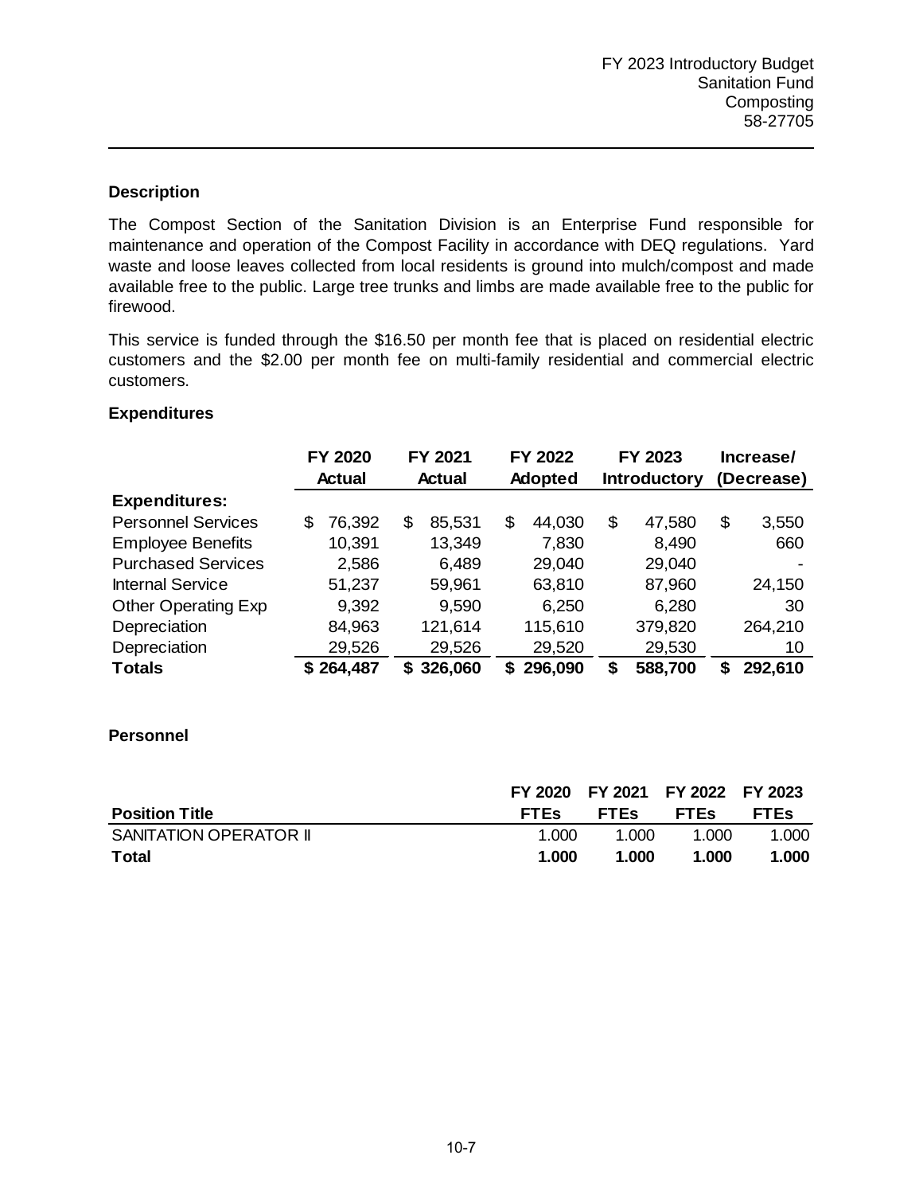FY 2023 Introductory Budget
Sanitation Fund
Composting
58-27705

---

### Description

The Compost Section of the Sanitation Division is an Enterprise Fund responsible for maintenance and operation of the Compost Facility in accordance with DEQ regulations. Yard waste and loose leaves collected from local residents is ground into mulch/compost and made available free to the public. Large tree trunks and limbs are made available free to the public for firewood.

This service is funded through the $16.50 per month fee that is placed on residential electric customers and the $2.00 per month fee on multi-family residential and commercial electric customers.

### Expenditures

| | FY 2020 Actual | FY 2021 Actual | FY 2022 Adopted | FY 2023 Introductory | Increase/ (Decrease) |
|---|---|---|---|---|---|
| **Expenditures:** | | | | | |
| Personnel Services | $ 76,392 | $ 85,531 | $ 44,030 | $ 47,580 | $ 3,550 |
| Employee Benefits | 10,391 | 13,349 | 7,830 | 8,490 | 660 |
| Purchased Services | 2,586 | 6,489 | 29,040 | 29,040 | - |
| Internal Service | 51,237 | 59,961 | 63,810 | 87,960 | 24,150 |
| Other Operating Exp | 9,392 | 9,590 | 6,250 | 6,280 | 30 |
| Depreciation | 84,963 | 121,614 | 115,610 | 379,820 | 264,210 |
| Depreciation | 29,526 | 29,526 | 29,520 | 29,530 | 10 |
| **Totals** | **$ 264,487** | **$ 326,060** | **$ 296,090** | **$ 588,700** | **$ 292,610** |

### Personnel

| Position Title | FY 2020 FTEs | FY 2021 FTEs | FY 2022 FTEs | FY 2023 FTEs |
|---|---|---|---|---|
| SANITATION OPERATOR II | 1.000 | 1.000 | 1.000 | 1.000 |
| **Total** | **1.000** | **1.000** | **1.000** | **1.000** |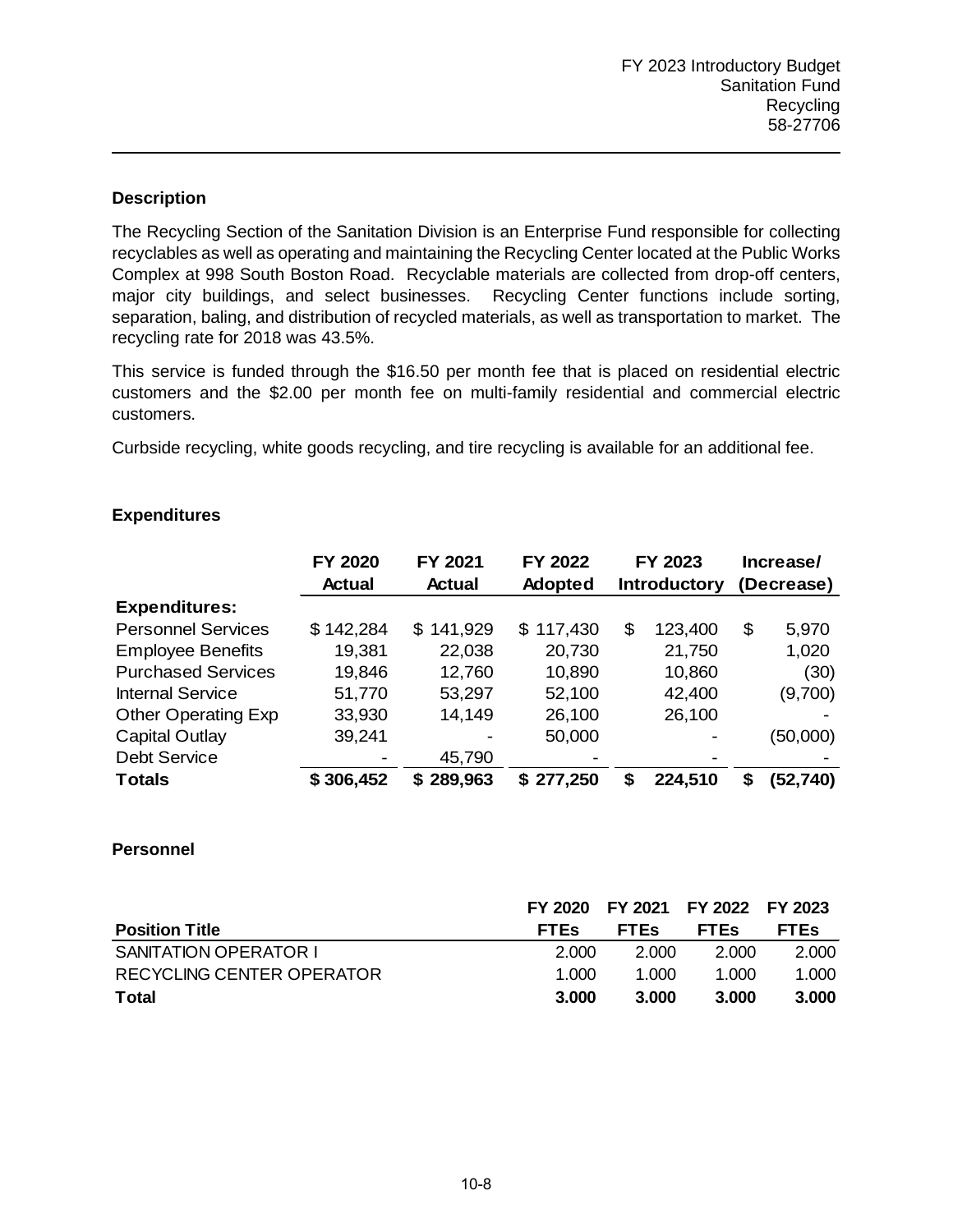FY 2023 Introductory Budget
Sanitation Fund
Recycling
58-27706

### Description

The Recycling Section of the Sanitation Division is an Enterprise Fund responsible for collecting recyclables as well as operating and maintaining the Recycling Center located at the Public Works Complex at 998 South Boston Road. Recyclable materials are collected from drop-off centers, major city buildings, and select businesses. Recycling Center functions include sorting, separation, baling, and distribution of recycled materials, as well as transportation to market. The recycling rate for 2018 was 43.5%.

This service is funded through the $16.50 per month fee that is placed on residential electric customers and the $2.00 per month fee on multi-family residential and commercial electric customers.

Curbside recycling, white goods recycling, and tire recycling is available for an additional fee.

### Expenditures

| | FY 2020 Actual | FY 2021 Actual | FY 2022 Adopted | FY 2023 Introductory | Increase/ (Decrease) |
|---|---|---|---|---|---|
| **Expenditures:** | | | | | |
| Personnel Services | $ 142,284 | $ 141,929 | $ 117,430 | $ 123,400 | $ 5,970 |
| Employee Benefits | 19,381 | 22,038 | 20,730 | 21,750 | 1,020 |
| Purchased Services | 19,846 | 12,760 | 10,890 | 10,860 | (30) |
| Internal Service | 51,770 | 53,297 | 52,100 | 42,400 | (9,700) |
| Other Operating Exp | 33,930 | 14,149 | 26,100 | 26,100 | - |
| Capital Outlay | 39,241 | - | 50,000 | - | (50,000) |
| Debt Service | - | 45,790 | - | - | - |
| **Totals** | **$ 306,452** | **$ 289,963** | **$ 277,250** | **$ 224,510** | **$ (52,740)** |

### Personnel

| Position Title | FY 2020 FTEs | FY 2021 FTEs | FY 2022 FTEs | FY 2023 FTEs |
|---|---|---|---|---|
| SANITATION OPERATOR I | 2.000 | 2.000 | 2.000 | 2.000 |
| RECYCLING CENTER OPERATOR | 1.000 | 1.000 | 1.000 | 1.000 |
| **Total** | **3.000** | **3.000** | **3.000** | **3.000** |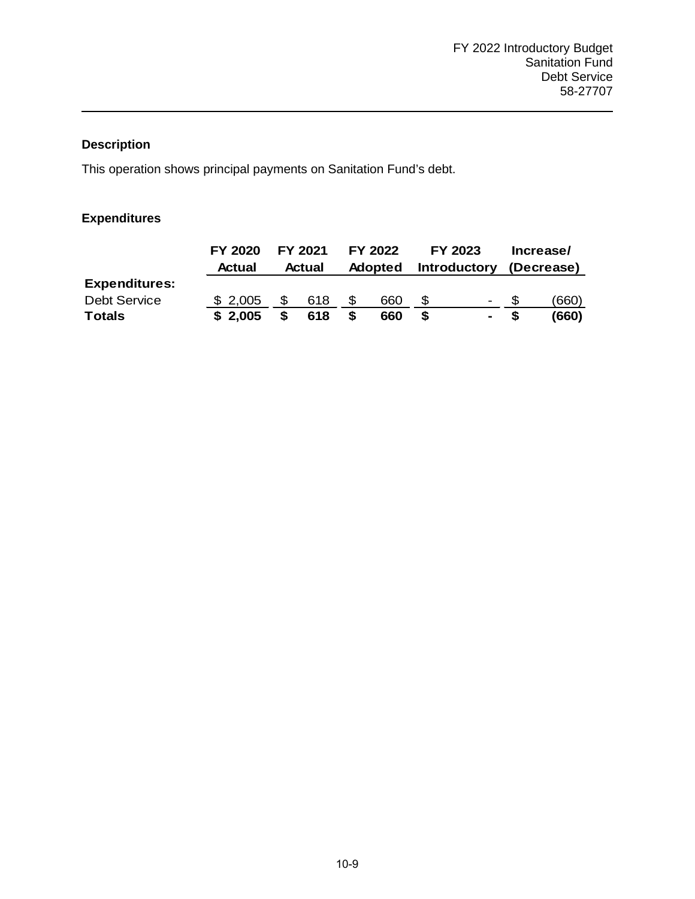FY 2022 Introductory Budget
Sanitation Fund
Debt Service
58-27707

### Description

This operation shows principal payments on Sanitation Fund's debt.

### Expenditures

| | FY 2020 Actual | FY 2021 Actual | FY 2022 Adopted | FY 2023 Introductory | Increase/ (Decrease) |
|---|---|---|---|---|---|
| **Expenditures:** | | | | | |
| Debt Service | $ 2,005 | $ 618 | $ 660 | $ - | $ (660) |
| **Totals** | **$ 2,005** | **$ 618** | **$ 660** | **$ -** | **$ (660)** |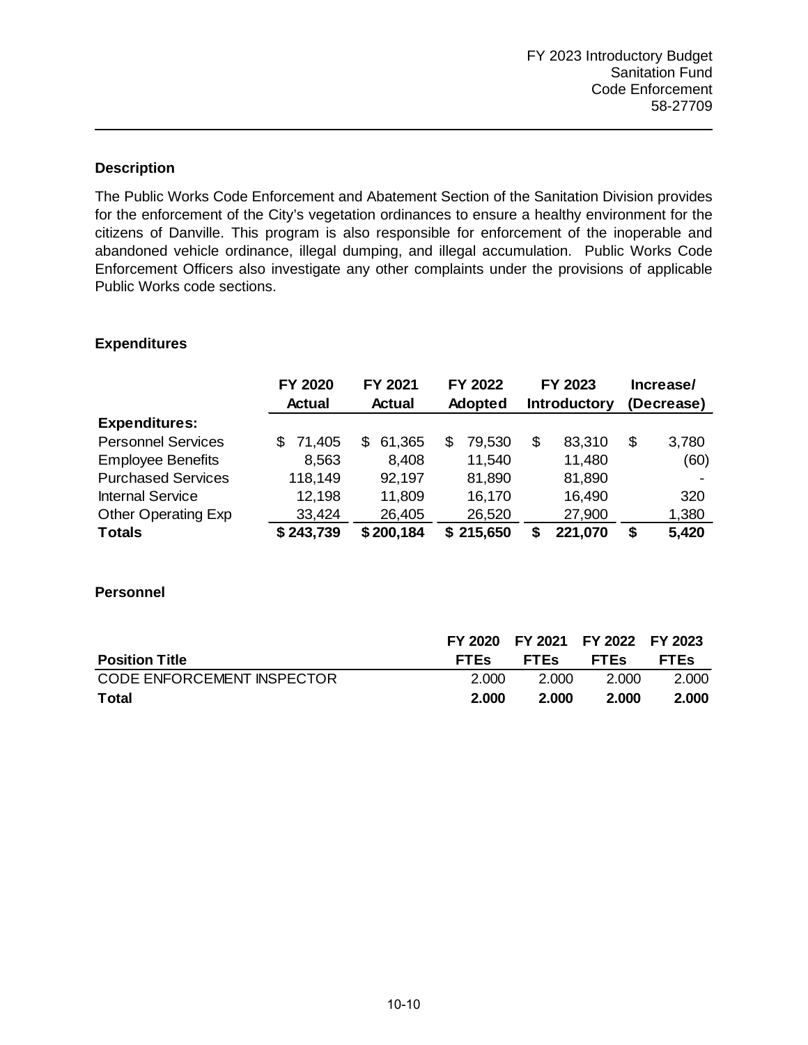FY 2023 Introductory Budget
Sanitation Fund
Code Enforcement
58-27709

## Description

The Public Works Code Enforcement and Abatement Section of the Sanitation Division provides for the enforcement of the City's vegetation ordinances to ensure a healthy environment for the citizens of Danville. This program is also responsible for enforcement of the inoperable and abandoned vehicle ordinance, illegal dumping, and illegal accumulation. Public Works Code Enforcement Officers also investigate any other complaints under the provisions of applicable Public Works code sections.

## Expenditures

| | FY 2020 Actual | FY 2021 Actual | FY 2022 Adopted | FY 2023 Introductory | Increase/ (Decrease) |
|---|---|---|---|---|---|
| **Expenditures:** | | | | | |
| Personnel Services | $ 71,405 | $ 61,365 | $ 79,530 | $ 83,310 | $ 3,780 |
| Employee Benefits | 8,563 | 8,408 | 11,540 | 11,480 | (60) |
| Purchased Services | 118,149 | 92,197 | 81,890 | 81,890 | - |
| Internal Service | 12,198 | 11,809 | 16,170 | 16,490 | 320 |
| Other Operating Exp | 33,424 | 26,405 | 26,520 | 27,900 | 1,380 |
| **Totals** | **$ 243,739** | **$ 200,184** | **$ 215,650** | **$ 221,070** | **$ 5,420** |

## Personnel

| Position Title | FY 2020 FTEs | FY 2021 FTEs | FY 2022 FTEs | FY 2023 FTEs |
|---|---|---|---|---|
| CODE ENFORCEMENT INSPECTOR | 2.000 | 2.000 | 2.000 | 2.000 |
| **Total** | **2.000** | **2.000** | **2.000** | **2.000** |